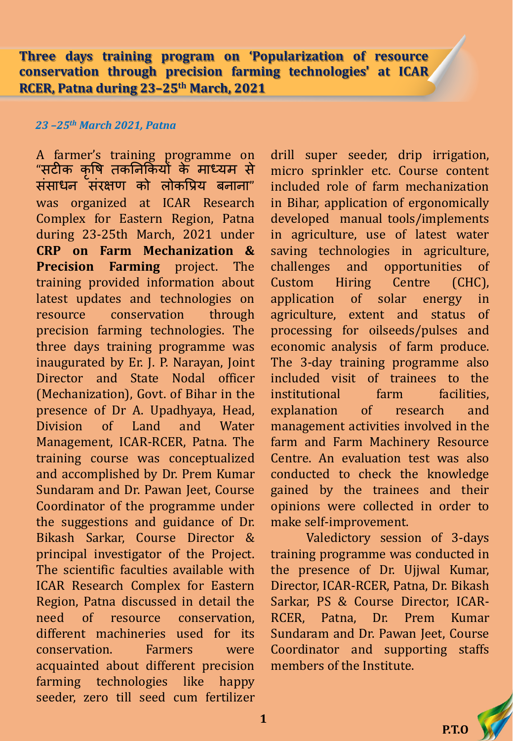## Three days training program on 'Popularization of resource conservation through precision farming technologies' at ICAR RCER, Patna during 23–25th March, 2021

***23 –25th March 2021, Patna***

A farmer's training programme on "सटीक कृषि तकनिकियों के माध्यम से संसाधन संरक्षण को लोकप्रिय बनाना" was organized at ICAR Research Complex for Eastern Region, Patna during 23-25th March, 2021 under **CRP on Farm Mechanization & Precision Farming** project. The training provided information about latest updates and technologies on resource conservation through precision farming technologies. The three days training programme was inaugurated by Er. J. P. Narayan, Joint Director and State Nodal officer (Mechanization), Govt. of Bihar in the presence of Dr A. Upadhyaya, Head, Division of Land and Water Management, ICAR-RCER, Patna. The training course was conceptualized and accomplished by Dr. Prem Kumar Sundaram and Dr. Pawan Jeet, Course Coordinator of the programme under the suggestions and guidance of Dr. Bikash Sarkar, Course Director & principal investigator of the Project. The scientific faculties available with ICAR Research Complex for Eastern Region, Patna discussed in detail the need of resource conservation, different machineries used for its conservation. Farmers were acquainted about different precision farming technologies like happy seeder, zero till seed cum fertilizer drill super seeder, drip irrigation, micro sprinkler etc. Course content included role of farm mechanization in Bihar, application of ergonomically developed manual tools/implements in agriculture, use of latest water saving technologies in agriculture, challenges and opportunities of Custom Hiring Centre (CHC), application of solar energy in agriculture, extent and status of processing for oilseeds/pulses and economic analysis of farm produce. The 3-day training programme also included visit of trainees to the institutional farm facilities, explanation of research and management activities involved in the farm and Farm Machinery Resource Centre. An evaluation test was also conducted to check the knowledge gained by the trainees and their opinions were collected in order to make self-improvement.

Valedictory session of 3-days training programme was conducted in the presence of Dr. Ujjwal Kumar, Director, ICAR-RCER, Patna, Dr. Bikash Sarkar, PS & Course Director, ICAR-RCER, Patna, Dr. Prem Kumar Sundaram and Dr. Pawan Jeet, Course Coordinator and supporting staffs members of the Institute.

P.T.O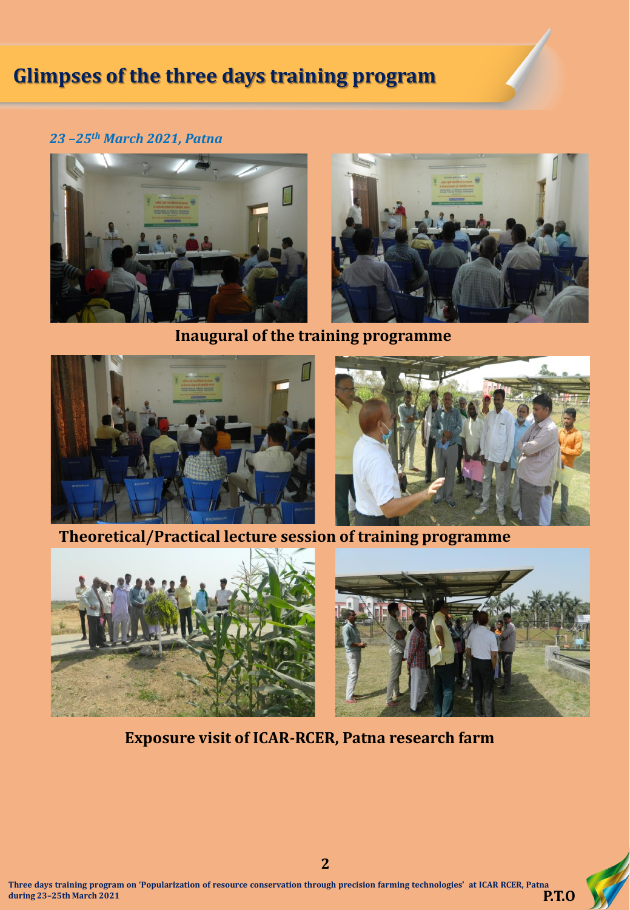# Glimpses of the three days training program

*23 –25th March 2021, Patna*

**Inaugural of the training programme**

**Theoretical/Practical lecture session of training programme**

**Exposure visit of ICAR-RCER, Patna research farm**

**P.T.O**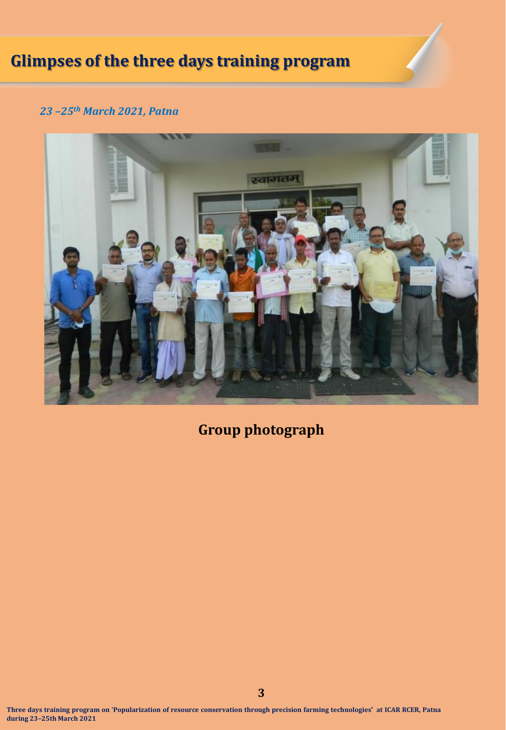# Glimpses of the three days training program

*23 –25th March 2021, Patna*

**Group photograph**